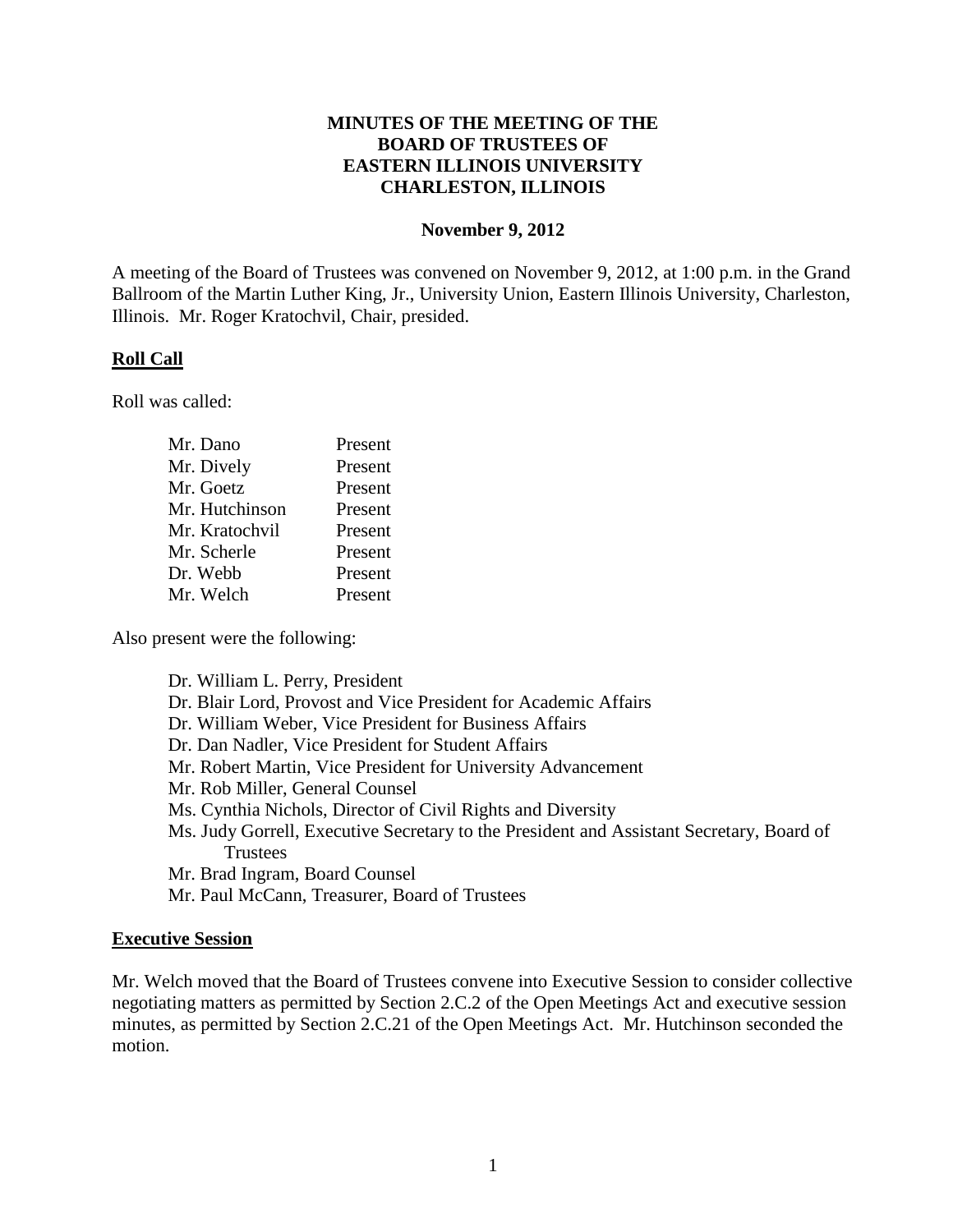# MINUTES OF THE MEETING OF THE BOARD OF TRUSTEES OF EASTERN ILLINOIS UNIVERSITY CHARLESTON, ILLINOIS

**November 9, 2012**

A meeting of the Board of Trustees was convened on November 9, 2012, at 1:00 p.m. in the Grand Ballroom of the Martin Luther King, Jr., University Union, Eastern Illinois University, Charleston, Illinois. Mr. Roger Kratochvil, Chair, presided.

## Roll Call

Roll was called:

| | |
|---|---|
| Mr. Dano | Present |
| Mr. Dively | Present |
| Mr. Goetz | Present |
| Mr. Hutchinson | Present |
| Mr. Kratochvil | Present |
| Mr. Scherle | Present |
| Dr. Webb | Present |
| Mr. Welch | Present |

Also present were the following:

- Dr. William L. Perry, President
- Dr. Blair Lord, Provost and Vice President for Academic Affairs
- Dr. William Weber, Vice President for Business Affairs
- Dr. Dan Nadler, Vice President for Student Affairs
- Mr. Robert Martin, Vice President for University Advancement
- Mr. Rob Miller, General Counsel
- Ms. Cynthia Nichols, Director of Civil Rights and Diversity
- Ms. Judy Gorrell, Executive Secretary to the President and Assistant Secretary, Board of Trustees
- Mr. Brad Ingram, Board Counsel
- Mr. Paul McCann, Treasurer, Board of Trustees

## Executive Session

Mr. Welch moved that the Board of Trustees convene into Executive Session to consider collective negotiating matters as permitted by Section 2.C.2 of the Open Meetings Act and executive session minutes, as permitted by Section 2.C.21 of the Open Meetings Act. Mr. Hutchinson seconded the motion.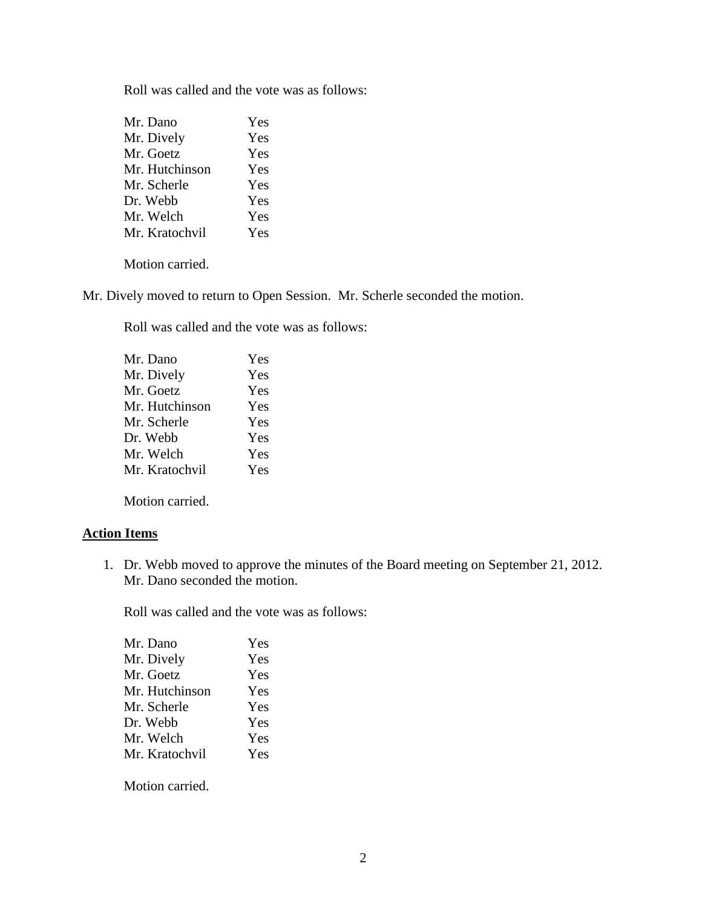Roll was called and the vote was as follows:

| | |
|---|---|
| Mr. Dano | Yes |
| Mr. Dively | Yes |
| Mr. Goetz | Yes |
| Mr. Hutchinson | Yes |
| Mr. Scherle | Yes |
| Dr. Webb | Yes |
| Mr. Welch | Yes |
| Mr. Kratochvil | Yes |

Motion carried.

Mr. Dively moved to return to Open Session. Mr. Scherle seconded the motion.

Roll was called and the vote was as follows:

| | |
|---|---|
| Mr. Dano | Yes |
| Mr. Dively | Yes |
| Mr. Goetz | Yes |
| Mr. Hutchinson | Yes |
| Mr. Scherle | Yes |
| Dr. Webb | Yes |
| Mr. Welch | Yes |
| Mr. Kratochvil | Yes |

Motion carried.

## Action Items

1. Dr. Webb moved to approve the minutes of the Board meeting on September 21, 2012. Mr. Dano seconded the motion.

   Roll was called and the vote was as follows:

   | | |
   |---|---|
   | Mr. Dano | Yes |
   | Mr. Dively | Yes |
   | Mr. Goetz | Yes |
   | Mr. Hutchinson | Yes |
   | Mr. Scherle | Yes |
   | Dr. Webb | Yes |
   | Mr. Welch | Yes |
   | Mr. Kratochvil | Yes |

   Motion carried.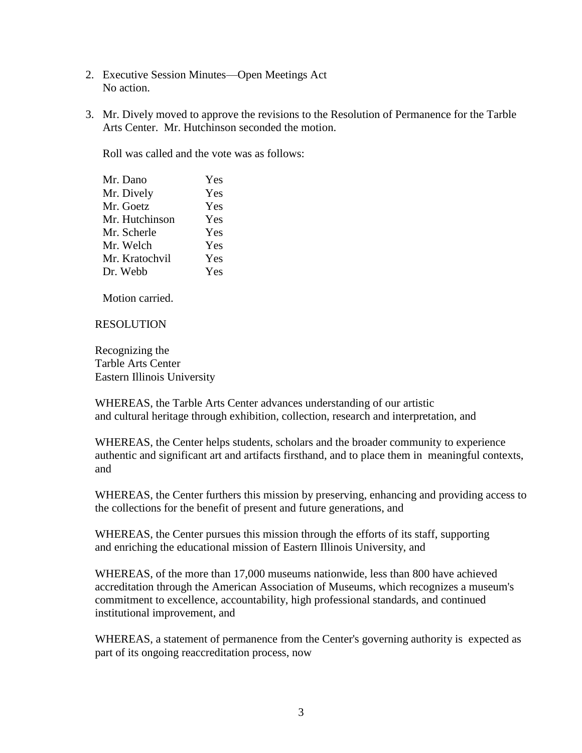2. Executive Session Minutes—Open Meetings Act
   No action.

3. Mr. Dively moved to approve the revisions to the Resolution of Permanence for the Tarble Arts Center. Mr. Hutchinson seconded the motion.

   Roll was called and the vote was as follows:

   | | |
   |---|---|
   | Mr. Dano | Yes |
   | Mr. Dively | Yes |
   | Mr. Goetz | Yes |
   | Mr. Hutchinson | Yes |
   | Mr. Scherle | Yes |
   | Mr. Welch | Yes |
   | Mr. Kratochvil | Yes |
   | Dr. Webb | Yes |

   Motion carried.

RESOLUTION

Recognizing the
Tarble Arts Center
Eastern Illinois University

WHEREAS, the Tarble Arts Center advances understanding of our artistic and cultural heritage through exhibition, collection, research and interpretation, and

WHEREAS, the Center helps students, scholars and the broader community to experience authentic and significant art and artifacts firsthand, and to place them in meaningful contexts, and

WHEREAS, the Center furthers this mission by preserving, enhancing and providing access to the collections for the benefit of present and future generations, and

WHEREAS, the Center pursues this mission through the efforts of its staff, supporting and enriching the educational mission of Eastern Illinois University, and

WHEREAS, of the more than 17,000 museums nationwide, less than 800 have achieved accreditation through the American Association of Museums, which recognizes a museum's commitment to excellence, accountability, high professional standards, and continued institutional improvement, and

WHEREAS, a statement of permanence from the Center's governing authority is expected as part of its ongoing reaccreditation process, now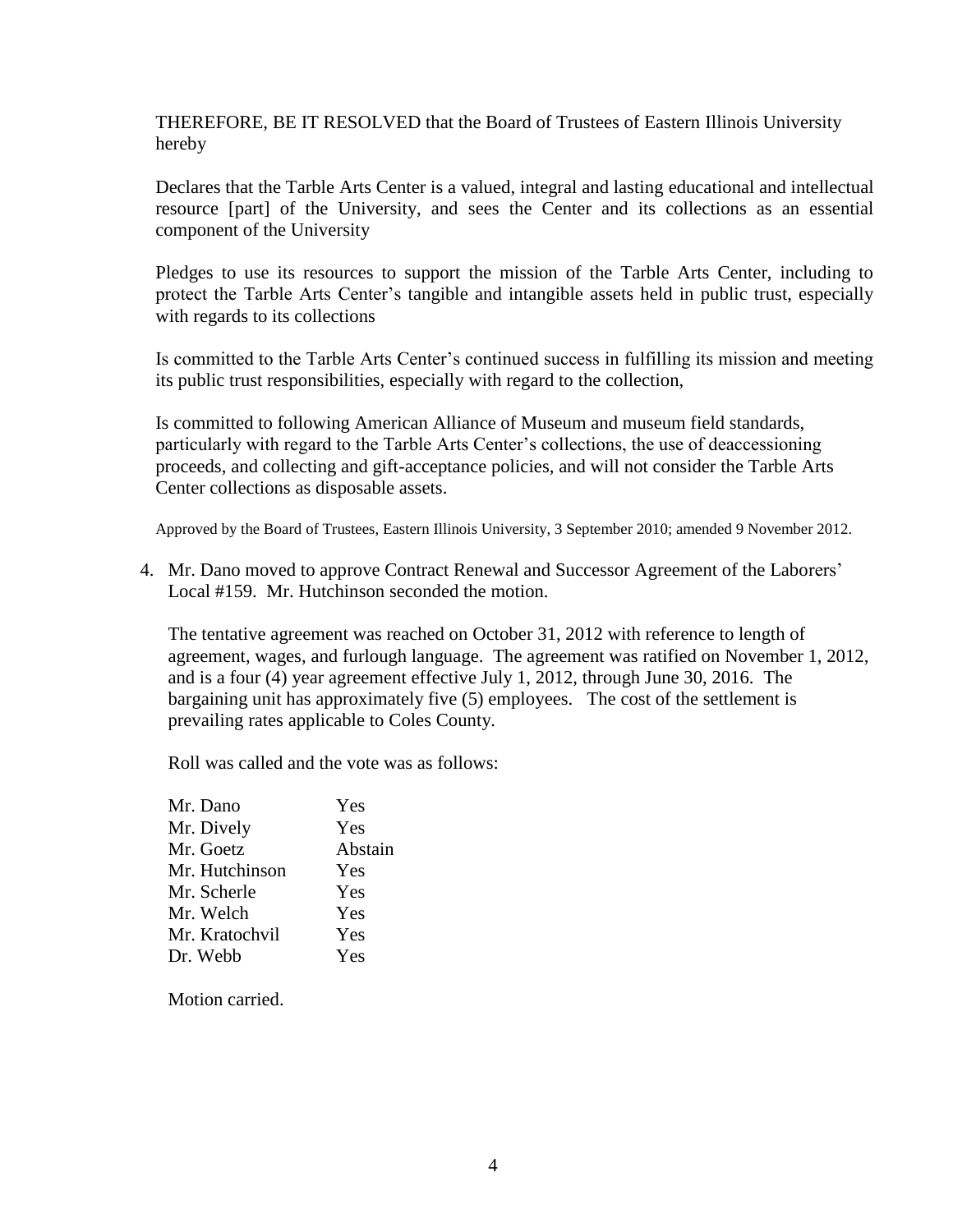THEREFORE, BE IT RESOLVED that the Board of Trustees of Eastern Illinois University hereby

Declares that the Tarble Arts Center is a valued, integral and lasting educational and intellectual resource [part] of the University, and sees the Center and its collections as an essential component of the University

Pledges to use its resources to support the mission of the Tarble Arts Center, including to protect the Tarble Arts Center's tangible and intangible assets held in public trust, especially with regards to its collections

Is committed to the Tarble Arts Center's continued success in fulfilling its mission and meeting its public trust responsibilities, especially with regard to the collection,

Is committed to following American Alliance of Museum and museum field standards, particularly with regard to the Tarble Arts Center's collections, the use of deaccessioning proceeds, and collecting and gift-acceptance policies, and will not consider the Tarble Arts Center collections as disposable assets.

Approved by the Board of Trustees, Eastern Illinois University, 3 September 2010; amended 9 November 2012.

4. Mr. Dano moved to approve Contract Renewal and Successor Agreement of the Laborers' Local #159. Mr. Hutchinson seconded the motion.

   The tentative agreement was reached on October 31, 2012 with reference to length of agreement, wages, and furlough language. The agreement was ratified on November 1, 2012, and is a four (4) year agreement effective July 1, 2012, through June 30, 2016. The bargaining unit has approximately five (5) employees. The cost of the settlement is prevailing rates applicable to Coles County.

   Roll was called and the vote was as follows:

   | | |
   |---|---|
   | Mr. Dano | Yes |
   | Mr. Dively | Yes |
   | Mr. Goetz | Abstain |
   | Mr. Hutchinson | Yes |
   | Mr. Scherle | Yes |
   | Mr. Welch | Yes |
   | Mr. Kratochvil | Yes |
   | Dr. Webb | Yes |

   Motion carried.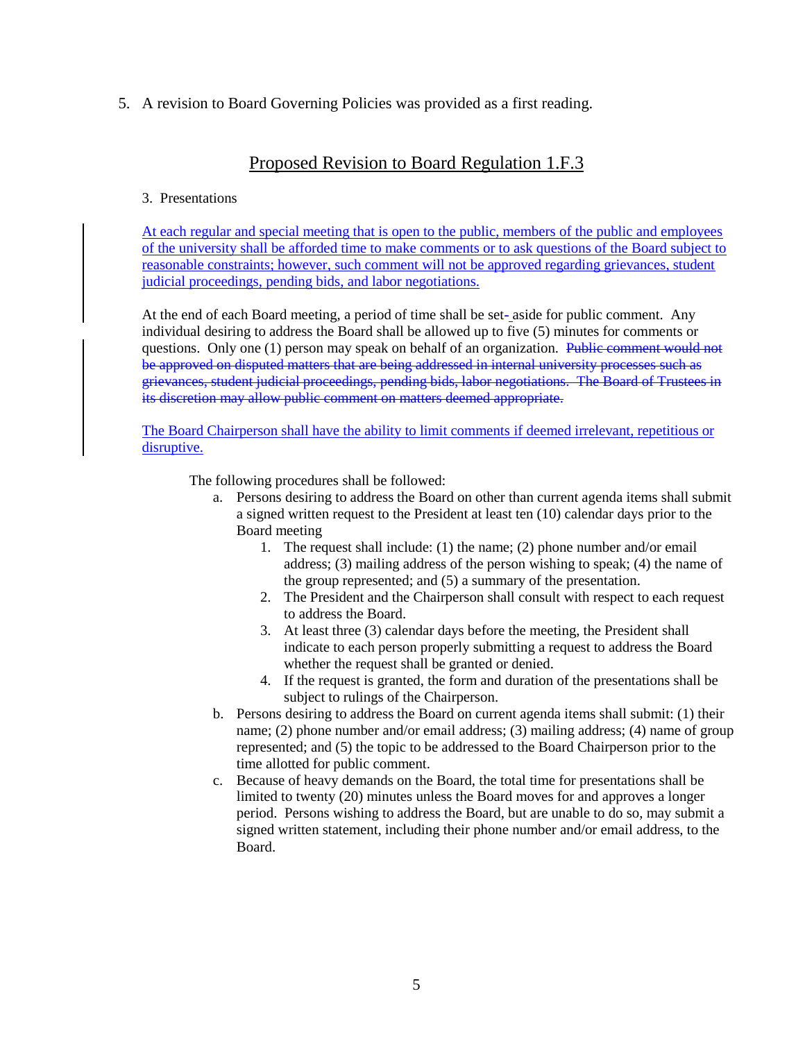5. A revision to Board Governing Policies was provided as a first reading.

## Proposed Revision to Board Regulation 1.F.3

3. Presentations

<u>At each regular and special meeting that is open to the public, members of the public and employees of the university shall be afforded time to make comments or to ask questions of the Board subject to reasonable constraints; however, such comment will not be approved regarding grievances, student judicial proceedings, pending bids, and labor negotiations.</u>

At the end of each Board meeting, a period of time shall be set- aside for public comment. Any individual desiring to address the Board shall be allowed up to five (5) minutes for comments or questions. Only one (1) person may speak on behalf of an organization. ~~Public comment would not be approved on disputed matters that are being addressed in internal university processes such as grievances, student judicial proceedings, pending bids, labor negotiations. The Board of Trustees in its discretion may allow public comment on matters deemed appropriate.~~

<u>The Board Chairperson shall have the ability to limit comments if deemed irrelevant, repetitious or disruptive.</u>

The following procedures shall be followed:

a. Persons desiring to address the Board on other than current agenda items shall submit a signed written request to the President at least ten (10) calendar days prior to the Board meeting
   1. The request shall include: (1) the name; (2) phone number and/or email address; (3) mailing address of the person wishing to speak; (4) the name of the group represented; and (5) a summary of the presentation.
   2. The President and the Chairperson shall consult with respect to each request to address the Board.
   3. At least three (3) calendar days before the meeting, the President shall indicate to each person properly submitting a request to address the Board whether the request shall be granted or denied.
   4. If the request is granted, the form and duration of the presentations shall be subject to rulings of the Chairperson.
b. Persons desiring to address the Board on current agenda items shall submit: (1) their name; (2) phone number and/or email address; (3) mailing address; (4) name of group represented; and (5) the topic to be addressed to the Board Chairperson prior to the time allotted for public comment.
c. Because of heavy demands on the Board, the total time for presentations shall be limited to twenty (20) minutes unless the Board moves for and approves a longer period. Persons wishing to address the Board, but are unable to do so, may submit a signed written statement, including their phone number and/or email address, to the Board.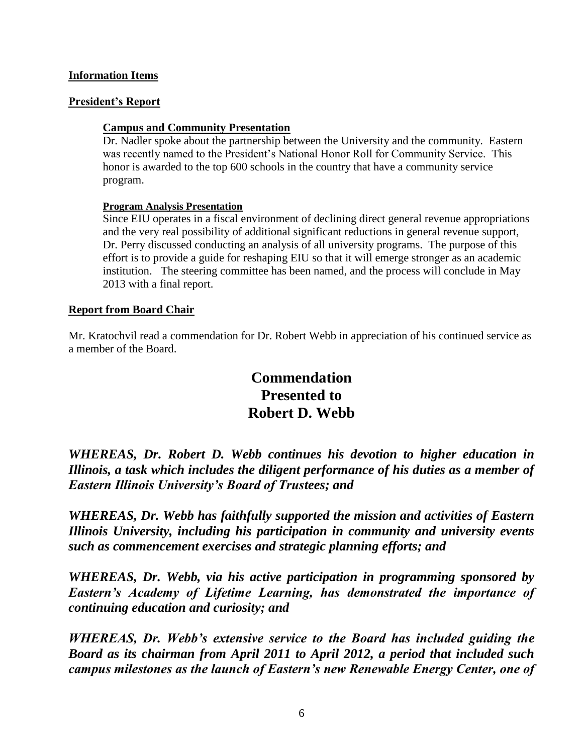**Information Items**

**President's Report**

**Campus and Community Presentation**

Dr. Nadler spoke about the partnership between the University and the community. Eastern was recently named to the President's National Honor Roll for Community Service. This honor is awarded to the top 600 schools in the country that have a community service program.

**Program Analysis Presentation**

Since EIU operates in a fiscal environment of declining direct general revenue appropriations and the very real possibility of additional significant reductions in general revenue support, Dr. Perry discussed conducting an analysis of all university programs. The purpose of this effort is to provide a guide for reshaping EIU so that it will emerge stronger as an academic institution. The steering committee has been named, and the process will conclude in May 2013 with a final report.

**Report from Board Chair**

Mr. Kratochvil read a commendation for Dr. Robert Webb in appreciation of his continued service as a member of the Board.

# Commendation Presented to Robert D. Webb

***WHEREAS, Dr. Robert D. Webb continues his devotion to higher education in Illinois, a task which includes the diligent performance of his duties as a member of Eastern Illinois University's Board of Trustees; and***

***WHEREAS, Dr. Webb has faithfully supported the mission and activities of Eastern Illinois University, including his participation in community and university events such as commencement exercises and strategic planning efforts; and***

***WHEREAS, Dr. Webb, via his active participation in programming sponsored by Eastern's Academy of Lifetime Learning, has demonstrated the importance of continuing education and curiosity; and***

***WHEREAS, Dr. Webb's extensive service to the Board has included guiding the Board as its chairman from April 2011 to April 2012, a period that included such campus milestones as the launch of Eastern's new Renewable Energy Center, one of***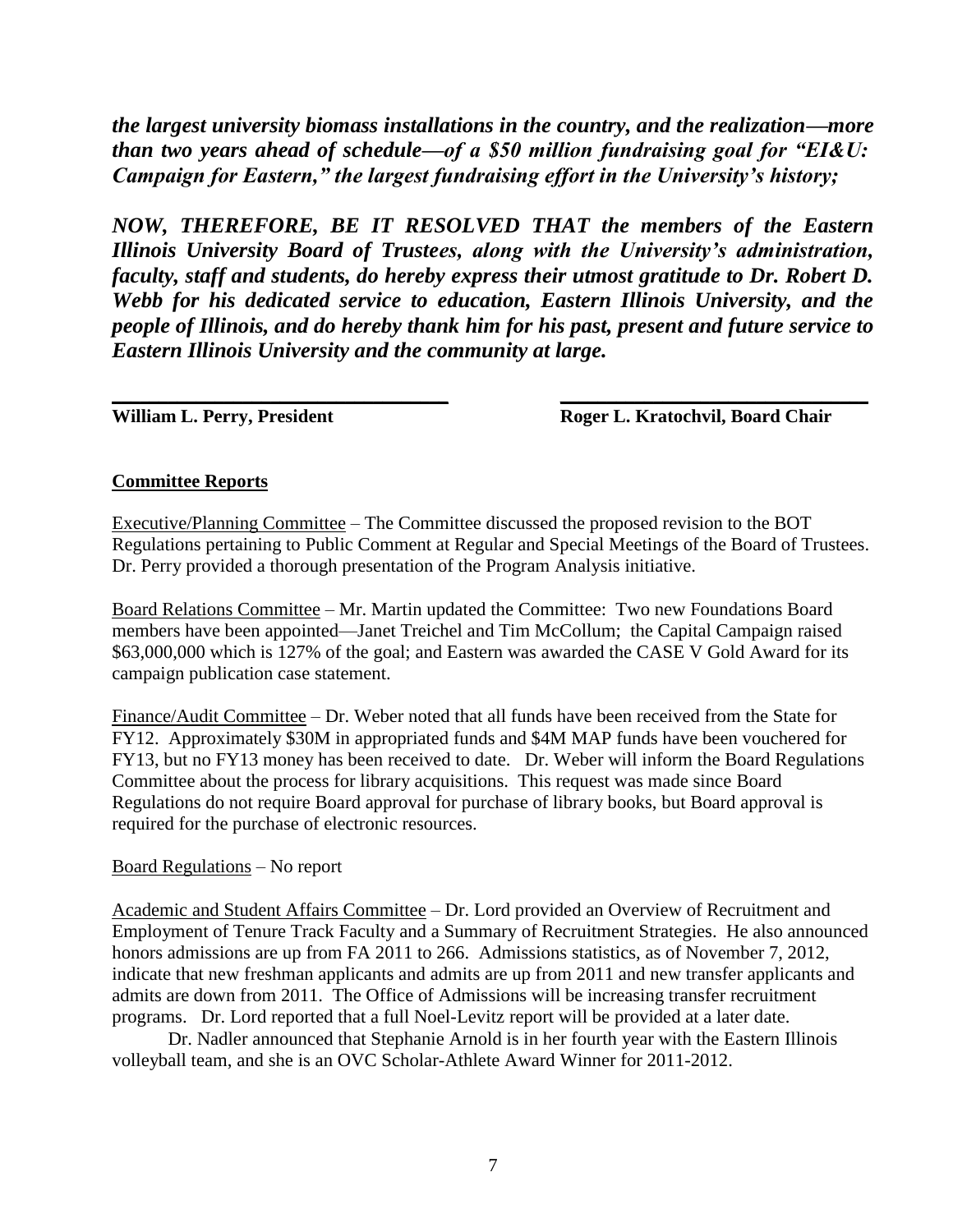***the largest university biomass installations in the country, and the realization—more than two years ahead of schedule—of a $50 million fundraising goal for "EI&U: Campaign for Eastern," the largest fundraising effort in the University's history;***

***NOW, THEREFORE, BE IT RESOLVED THAT the members of the Eastern Illinois University Board of Trustees, along with the University's administration, faculty, staff and students, do hereby express their utmost gratitude to Dr. Robert D. Webb for his dedicated service to education, Eastern Illinois University, and the people of Illinois, and do hereby thank him for his past, present and future service to Eastern Illinois University and the community at large.***

______________________________ ______________________________

**William L. Perry, President** **Roger L. Kratochvil, Board Chair**

**Committee Reports**

Executive/Planning Committee – The Committee discussed the proposed revision to the BOT Regulations pertaining to Public Comment at Regular and Special Meetings of the Board of Trustees. Dr. Perry provided a thorough presentation of the Program Analysis initiative.

Board Relations Committee – Mr. Martin updated the Committee: Two new Foundations Board members have been appointed—Janet Treichel and Tim McCollum; the Capital Campaign raised $63,000,000 which is 127% of the goal; and Eastern was awarded the CASE V Gold Award for its campaign publication case statement.

Finance/Audit Committee – Dr. Weber noted that all funds have been received from the State for FY12. Approximately $30M in appropriated funds and $4M MAP funds have been vouchered for FY13, but no FY13 money has been received to date. Dr. Weber will inform the Board Regulations Committee about the process for library acquisitions. This request was made since Board Regulations do not require Board approval for purchase of library books, but Board approval is required for the purchase of electronic resources.

Board Regulations – No report

Academic and Student Affairs Committee – Dr. Lord provided an Overview of Recruitment and Employment of Tenure Track Faculty and a Summary of Recruitment Strategies. He also announced honors admissions are up from FA 2011 to 266. Admissions statistics, as of November 7, 2012, indicate that new freshman applicants and admits are up from 2011 and new transfer applicants and admits are down from 2011. The Office of Admissions will be increasing transfer recruitment programs. Dr. Lord reported that a full Noel-Levitz report will be provided at a later date.

Dr. Nadler announced that Stephanie Arnold is in her fourth year with the Eastern Illinois volleyball team, and she is an OVC Scholar-Athlete Award Winner for 2011-2012.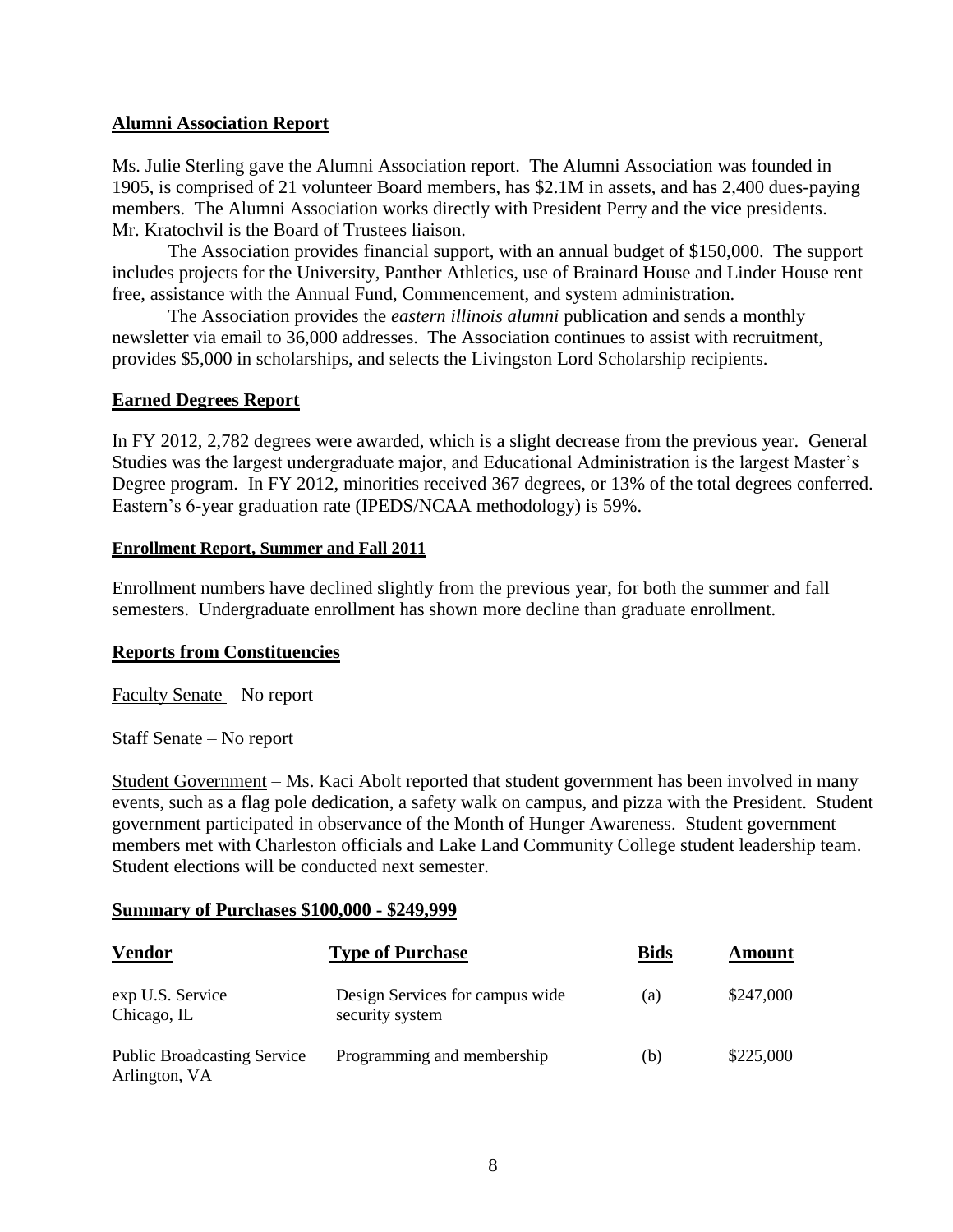**Alumni Association Report**

Ms. Julie Sterling gave the Alumni Association report. The Alumni Association was founded in 1905, is comprised of 21 volunteer Board members, has \$2.1M in assets, and has 2,400 dues-paying members. The Alumni Association works directly with President Perry and the vice presidents. Mr. Kratochvil is the Board of Trustees liaison.

The Association provides financial support, with an annual budget of \$150,000. The support includes projects for the University, Panther Athletics, use of Brainard House and Linder House rent free, assistance with the Annual Fund, Commencement, and system administration.

The Association provides the *eastern illinois alumni* publication and sends a monthly newsletter via email to 36,000 addresses. The Association continues to assist with recruitment, provides \$5,000 in scholarships, and selects the Livingston Lord Scholarship recipients.

**Earned Degrees Report**

In FY 2012, 2,782 degrees were awarded, which is a slight decrease from the previous year. General Studies was the largest undergraduate major, and Educational Administration is the largest Master's Degree program. In FY 2012, minorities received 367 degrees, or 13% of the total degrees conferred. Eastern's 6-year graduation rate (IPEDS/NCAA methodology) is 59%.

**Enrollment Report, Summer and Fall 2011**

Enrollment numbers have declined slightly from the previous year, for both the summer and fall semesters. Undergraduate enrollment has shown more decline than graduate enrollment.

**Reports from Constituencies**

Faculty Senate – No report

Staff Senate – No report

Student Government – Ms. Kaci Abolt reported that student government has been involved in many events, such as a flag pole dedication, a safety walk on campus, and pizza with the President. Student government participated in observance of the Month of Hunger Awareness. Student government members met with Charleston officials and Lake Land Community College student leadership team. Student elections will be conducted next semester.

**Summary of Purchases \$100,000 - \$249,999**

| Vendor | Type of Purchase | Bids | Amount |
|---|---|---|---|
| exp U.S. Service<br>Chicago, IL | Design Services for campus wide security system | (a) | \$247,000 |
| Public Broadcasting Service<br>Arlington, VA | Programming and membership | (b) | \$225,000 |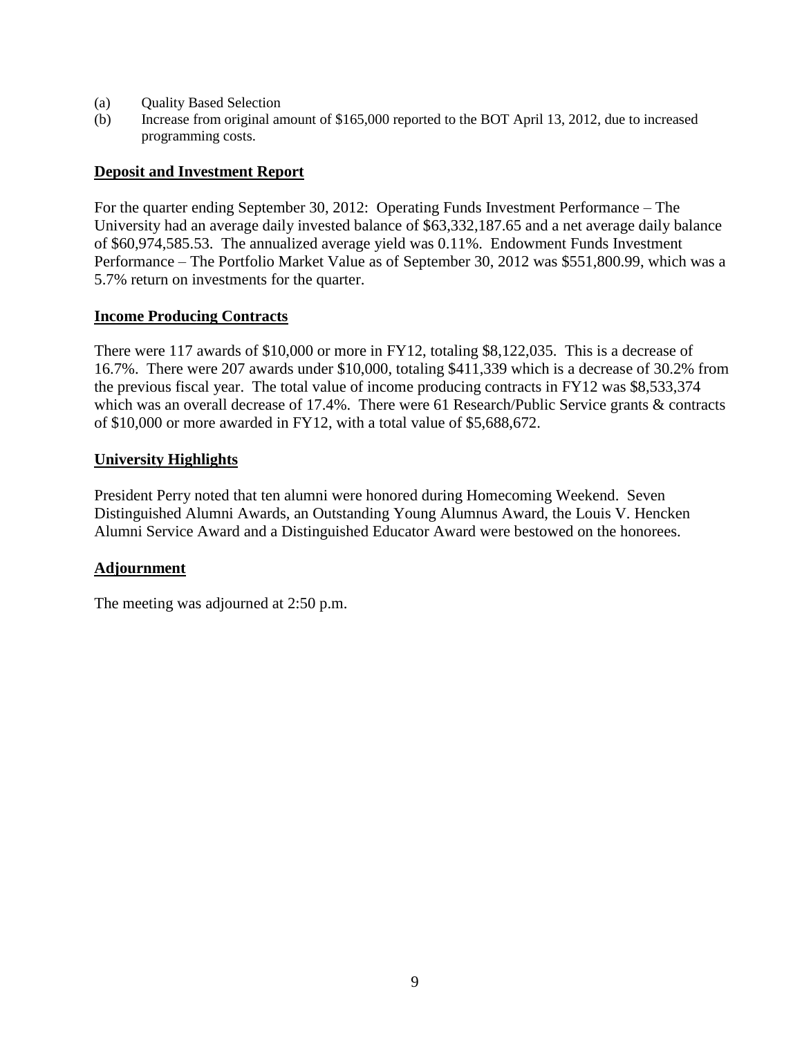(a) Quality Based Selection
(b) Increase from original amount of $165,000 reported to the BOT April 13, 2012, due to increased programming costs.

**Deposit and Investment Report**

For the quarter ending September 30, 2012: Operating Funds Investment Performance – The University had an average daily invested balance of $63,332,187.65 and a net average daily balance of $60,974,585.53. The annualized average yield was 0.11%. Endowment Funds Investment Performance – The Portfolio Market Value as of September 30, 2012 was $551,800.99, which was a 5.7% return on investments for the quarter.

**Income Producing Contracts**

There were 117 awards of $10,000 or more in FY12, totaling $8,122,035. This is a decrease of 16.7%. There were 207 awards under $10,000, totaling $411,339 which is a decrease of 30.2% from the previous fiscal year. The total value of income producing contracts in FY12 was $8,533,374 which was an overall decrease of 17.4%. There were 61 Research/Public Service grants & contracts of $10,000 or more awarded in FY12, with a total value of $5,688,672.

**University Highlights**

President Perry noted that ten alumni were honored during Homecoming Weekend. Seven Distinguished Alumni Awards, an Outstanding Young Alumnus Award, the Louis V. Hencken Alumni Service Award and a Distinguished Educator Award were bestowed on the honorees.

**Adjournment**

The meeting was adjourned at 2:50 p.m.